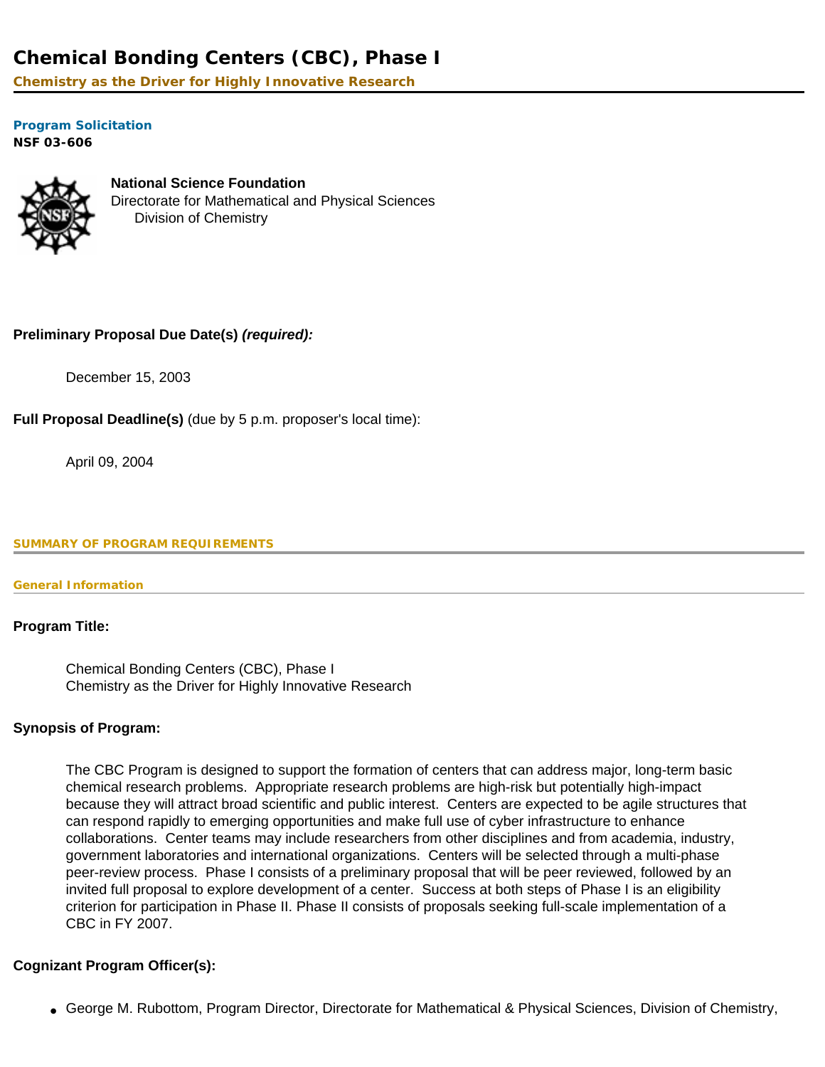# Chemical Bonding Centers (CBC), Phase I

**Chemistry as the Driver for Highly Innovative Research**

**Program Solicitation**
**NSF 03-606**

**National Science Foundation**
Directorate for Mathematical and Physical Sciences
Division of Chemistry

**Preliminary Proposal Due Date(s)** ***(required):***

December 15, 2003

**Full Proposal Deadline(s)** (due by 5 p.m. proposer's local time):

April 09, 2004

## SUMMARY OF PROGRAM REQUIREMENTS

### General Information

**Program Title:**

Chemical Bonding Centers (CBC), Phase I
Chemistry as the Driver for Highly Innovative Research

**Synopsis of Program:**

The CBC Program is designed to support the formation of centers that can address major, long-term basic chemical research problems. Appropriate research problems are high-risk but potentially high-impact because they will attract broad scientific and public interest. Centers are expected to be agile structures that can respond rapidly to emerging opportunities and make full use of cyber infrastructure to enhance collaborations. Center teams may include researchers from other disciplines and from academia, industry, government laboratories and international organizations. Centers will be selected through a multi-phase peer-review process. Phase I consists of a preliminary proposal that will be peer reviewed, followed by an invited full proposal to explore development of a center. Success at both steps of Phase I is an eligibility criterion for participation in Phase II. Phase II consists of proposals seeking full-scale implementation of a CBC in FY 2007.

**Cognizant Program Officer(s):**

- George M. Rubottom, Program Director, Directorate for Mathematical & Physical Sciences, Division of Chemistry,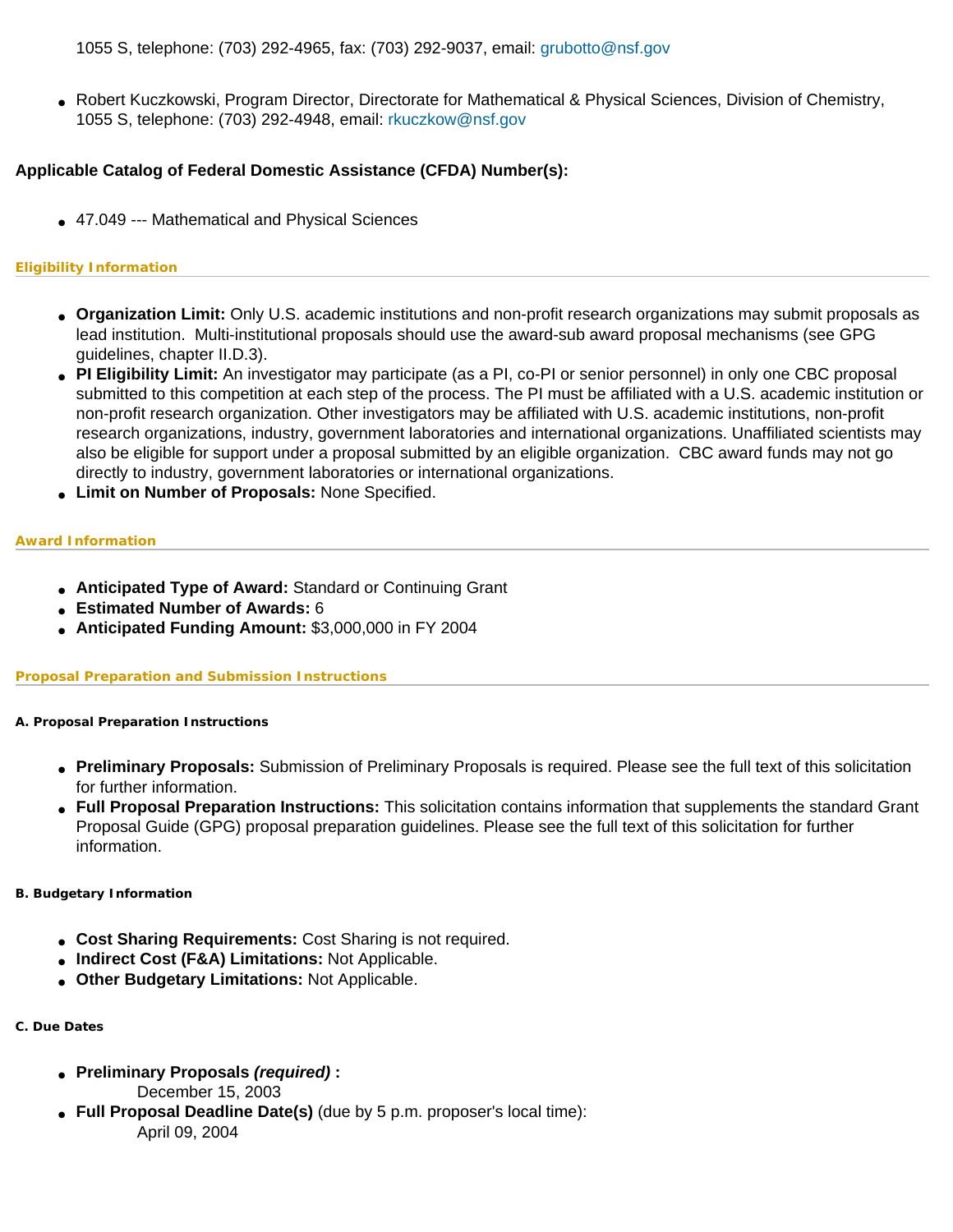1055 S, telephone: (703) 292-4965, fax: (703) 292-9037, email: grubotto@nsf.gov

- Robert Kuczkowski, Program Director, Directorate for Mathematical & Physical Sciences, Division of Chemistry, 1055 S, telephone: (703) 292-4948, email: rkuczkow@nsf.gov

**Applicable Catalog of Federal Domestic Assistance (CFDA) Number(s):**

- 47.049 --- Mathematical and Physical Sciences

### Eligibility Information

- **Organization Limit:** Only U.S. academic institutions and non-profit research organizations may submit proposals as lead institution. Multi-institutional proposals should use the award-sub award proposal mechanisms (see GPG guidelines, chapter II.D.3).
- **PI Eligibility Limit:** An investigator may participate (as a PI, co-PI or senior personnel) in only one CBC proposal submitted to this competition at each step of the process. The PI must be affiliated with a U.S. academic institution or non-profit research organization. Other investigators may be affiliated with U.S. academic institutions, non-profit research organizations, industry, government laboratories and international organizations. Unaffiliated scientists may also be eligible for support under a proposal submitted by an eligible organization. CBC award funds may not go directly to industry, government laboratories or international organizations.
- **Limit on Number of Proposals:** None Specified.

### Award Information

- **Anticipated Type of Award:** Standard or Continuing Grant
- **Estimated Number of Awards:** 6
- **Anticipated Funding Amount:** $3,000,000 in FY 2004

### Proposal Preparation and Submission Instructions

#### A. Proposal Preparation Instructions

- **Preliminary Proposals:** Submission of Preliminary Proposals is required. Please see the full text of this solicitation for further information.
- **Full Proposal Preparation Instructions:** This solicitation contains information that supplements the standard Grant Proposal Guide (GPG) proposal preparation guidelines. Please see the full text of this solicitation for further information.

#### B. Budgetary Information

- **Cost Sharing Requirements:** Cost Sharing is not required.
- **Indirect Cost (F&A) Limitations:** Not Applicable.
- **Other Budgetary Limitations:** Not Applicable.

#### C. Due Dates

- **Preliminary Proposals *(required)* :**
  December 15, 2003
- **Full Proposal Deadline Date(s)** (due by 5 p.m. proposer's local time):
  April 09, 2004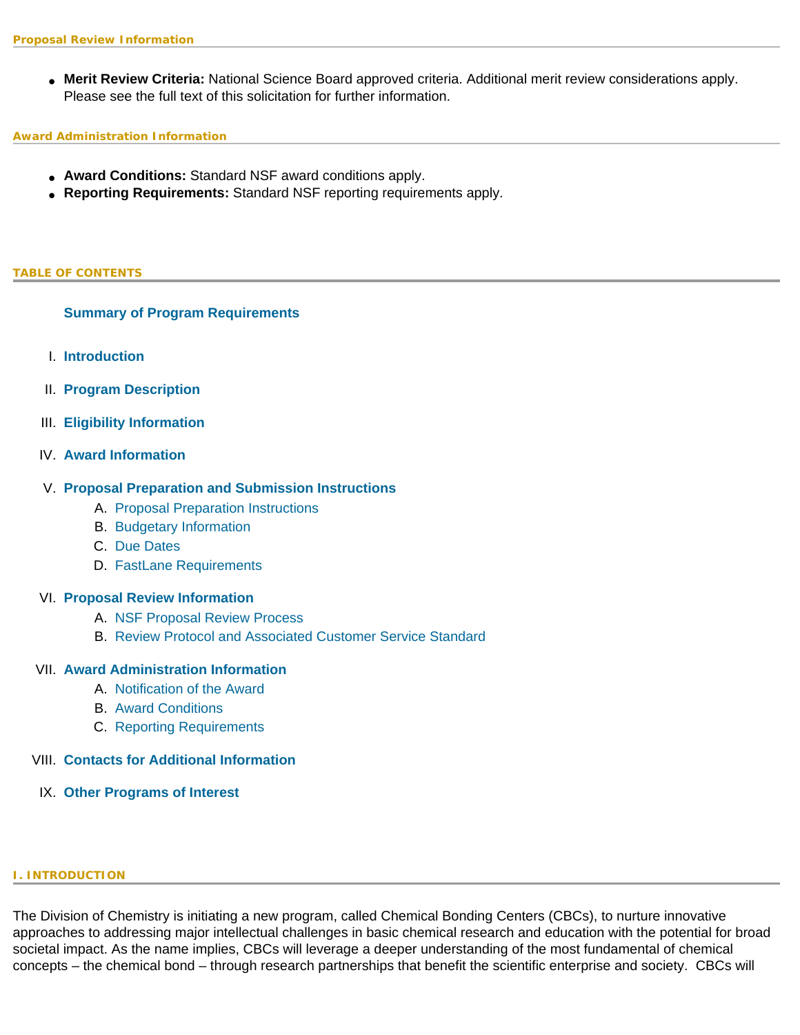#### Proposal Review Information

- **Merit Review Criteria:** National Science Board approved criteria. Additional merit review considerations apply. Please see the full text of this solicitation for further information.

#### Award Administration Information

- **Award Conditions:** Standard NSF award conditions apply.
- **Reporting Requirements:** Standard NSF reporting requirements apply.

## TABLE OF CONTENTS

**Summary of Program Requirements**

I. **Introduction**

II. **Program Description**

III. **Eligibility Information**

IV. **Award Information**

V. **Proposal Preparation and Submission Instructions**
   A. Proposal Preparation Instructions
   B. Budgetary Information
   C. Due Dates
   D. FastLane Requirements

VI. **Proposal Review Information**
   A. NSF Proposal Review Process
   B. Review Protocol and Associated Customer Service Standard

VII. **Award Administration Information**
   A. Notification of the Award
   B. Award Conditions
   C. Reporting Requirements

VIII. **Contacts for Additional Information**

IX. **Other Programs of Interest**

## I. INTRODUCTION

The Division of Chemistry is initiating a new program, called Chemical Bonding Centers (CBCs), to nurture innovative approaches to addressing major intellectual challenges in basic chemical research and education with the potential for broad societal impact. As the name implies, CBCs will leverage a deeper understanding of the most fundamental of chemical concepts – the chemical bond – through research partnerships that benefit the scientific enterprise and society. CBCs will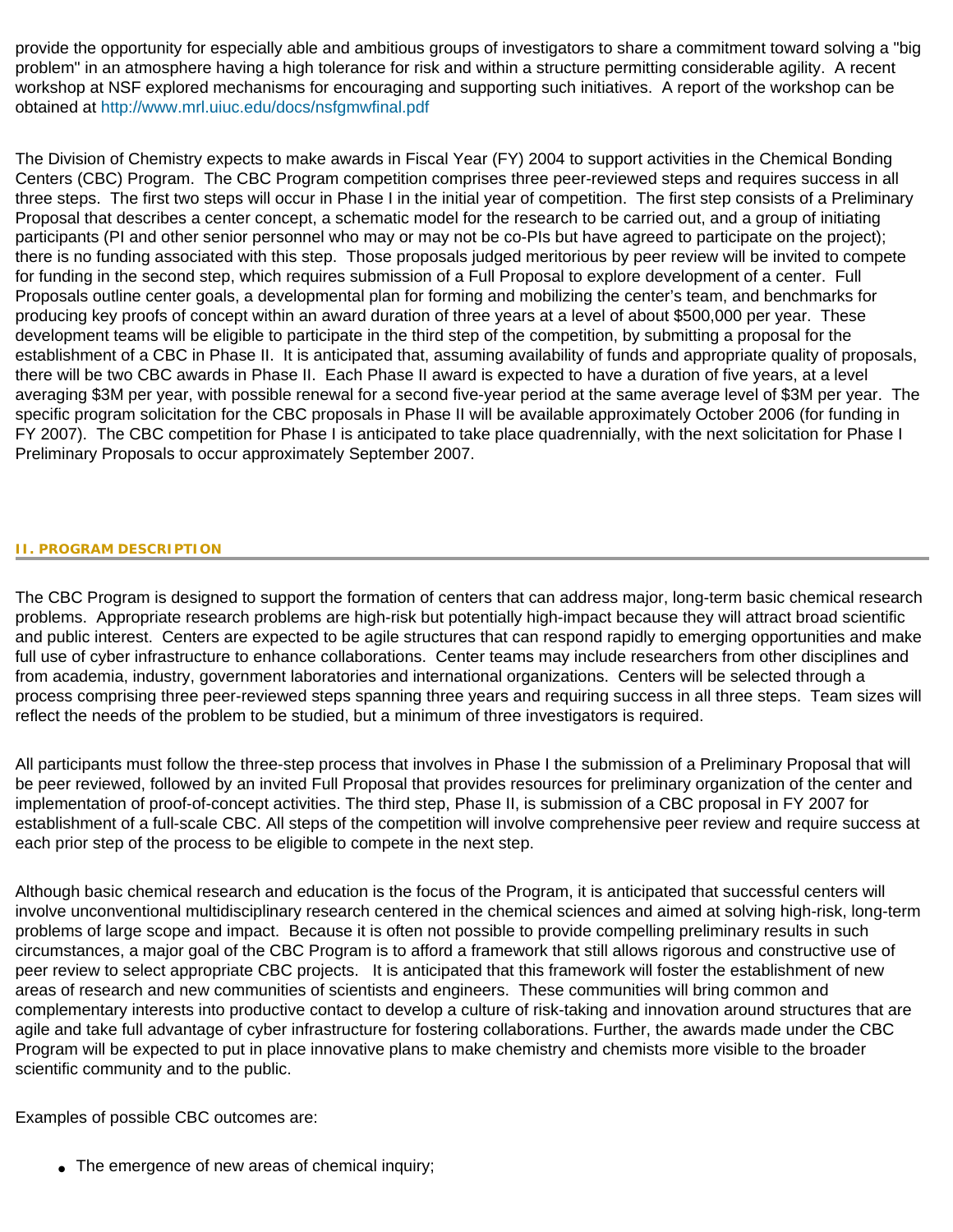provide the opportunity for especially able and ambitious groups of investigators to share a commitment toward solving a "big problem" in an atmosphere having a high tolerance for risk and within a structure permitting considerable agility. A recent workshop at NSF explored mechanisms for encouraging and supporting such initiatives. A report of the workshop can be obtained at http://www.mrl.uiuc.edu/docs/nsfgmwfinal.pdf

The Division of Chemistry expects to make awards in Fiscal Year (FY) 2004 to support activities in the Chemical Bonding Centers (CBC) Program. The CBC Program competition comprises three peer-reviewed steps and requires success in all three steps. The first two steps will occur in Phase I in the initial year of competition. The first step consists of a Preliminary Proposal that describes a center concept, a schematic model for the research to be carried out, and a group of initiating participants (PI and other senior personnel who may or may not be co-PIs but have agreed to participate on the project); there is no funding associated with this step. Those proposals judged meritorious by peer review will be invited to compete for funding in the second step, which requires submission of a Full Proposal to explore development of a center. Full Proposals outline center goals, a developmental plan for forming and mobilizing the center's team, and benchmarks for producing key proofs of concept within an award duration of three years at a level of about $500,000 per year. These development teams will be eligible to participate in the third step of the competition, by submitting a proposal for the establishment of a CBC in Phase II. It is anticipated that, assuming availability of funds and appropriate quality of proposals, there will be two CBC awards in Phase II. Each Phase II award is expected to have a duration of five years, at a level averaging $3M per year, with possible renewal for a second five-year period at the same average level of $3M per year. The specific program solicitation for the CBC proposals in Phase II will be available approximately October 2006 (for funding in FY 2007). The CBC competition for Phase I is anticipated to take place quadrennially, with the next solicitation for Phase I Preliminary Proposals to occur approximately September 2007.

## II. PROGRAM DESCRIPTION

The CBC Program is designed to support the formation of centers that can address major, long-term basic chemical research problems. Appropriate research problems are high-risk but potentially high-impact because they will attract broad scientific and public interest. Centers are expected to be agile structures that can respond rapidly to emerging opportunities and make full use of cyber infrastructure to enhance collaborations. Center teams may include researchers from other disciplines and from academia, industry, government laboratories and international organizations. Centers will be selected through a process comprising three peer-reviewed steps spanning three years and requiring success in all three steps. Team sizes will reflect the needs of the problem to be studied, but a minimum of three investigators is required.

All participants must follow the three-step process that involves in Phase I the submission of a Preliminary Proposal that will be peer reviewed, followed by an invited Full Proposal that provides resources for preliminary organization of the center and implementation of proof-of-concept activities. The third step, Phase II, is submission of a CBC proposal in FY 2007 for establishment of a full-scale CBC. All steps of the competition will involve comprehensive peer review and require success at each prior step of the process to be eligible to compete in the next step.

Although basic chemical research and education is the focus of the Program, it is anticipated that successful centers will involve unconventional multidisciplinary research centered in the chemical sciences and aimed at solving high-risk, long-term problems of large scope and impact. Because it is often not possible to provide compelling preliminary results in such circumstances, a major goal of the CBC Program is to afford a framework that still allows rigorous and constructive use of peer review to select appropriate CBC projects. It is anticipated that this framework will foster the establishment of new areas of research and new communities of scientists and engineers. These communities will bring common and complementary interests into productive contact to develop a culture of risk-taking and innovation around structures that are agile and take full advantage of cyber infrastructure for fostering collaborations. Further, the awards made under the CBC Program will be expected to put in place innovative plans to make chemistry and chemists more visible to the broader scientific community and to the public.

Examples of possible CBC outcomes are:

- The emergence of new areas of chemical inquiry;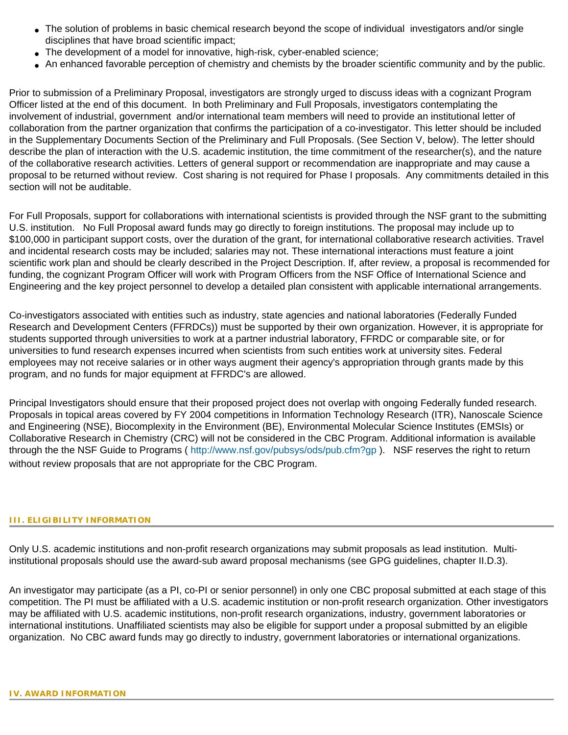- The solution of problems in basic chemical research beyond the scope of individual investigators and/or single disciplines that have broad scientific impact;
- The development of a model for innovative, high-risk, cyber-enabled science;
- An enhanced favorable perception of chemistry and chemists by the broader scientific community and by the public.

Prior to submission of a Preliminary Proposal, investigators are strongly urged to discuss ideas with a cognizant Program Officer listed at the end of this document. In both Preliminary and Full Proposals, investigators contemplating the involvement of industrial, government and/or international team members will need to provide an institutional letter of collaboration from the partner organization that confirms the participation of a co-investigator. This letter should be included in the Supplementary Documents Section of the Preliminary and Full Proposals. (See Section V, below). The letter should describe the plan of interaction with the U.S. academic institution, the time commitment of the researcher(s), and the nature of the collaborative research activities. Letters of general support or recommendation are inappropriate and may cause a proposal to be returned without review. Cost sharing is not required for Phase I proposals. Any commitments detailed in this section will not be auditable.

For Full Proposals, support for collaborations with international scientists is provided through the NSF grant to the submitting U.S. institution. No Full Proposal award funds may go directly to foreign institutions. The proposal may include up to $100,000 in participant support costs, over the duration of the grant, for international collaborative research activities. Travel and incidental research costs may be included; salaries may not. These international interactions must feature a joint scientific work plan and should be clearly described in the Project Description. If, after review, a proposal is recommended for funding, the cognizant Program Officer will work with Program Officers from the NSF Office of International Science and Engineering and the key project personnel to develop a detailed plan consistent with applicable international arrangements.

Co-investigators associated with entities such as industry, state agencies and national laboratories (Federally Funded Research and Development Centers (FFRDCs)) must be supported by their own organization. However, it is appropriate for students supported through universities to work at a partner industrial laboratory, FFRDC or comparable site, or for universities to fund research expenses incurred when scientists from such entities work at university sites. Federal employees may not receive salaries or in other ways augment their agency's appropriation through grants made by this program, and no funds for major equipment at FFRDC's are allowed.

Principal Investigators should ensure that their proposed project does not overlap with ongoing Federally funded research. Proposals in topical areas covered by FY 2004 competitions in Information Technology Research (ITR), Nanoscale Science and Engineering (NSE), Biocomplexity in the Environment (BE), Environmental Molecular Science Institutes (EMSIs) or Collaborative Research in Chemistry (CRC) will not be considered in the CBC Program. Additional information is available through the the NSF Guide to Programs ( http://www.nsf.gov/pubsys/ods/pub.cfm?gp ). NSF reserves the right to return without review proposals that are not appropriate for the CBC Program.

## III. ELIGIBILITY INFORMATION

Only U.S. academic institutions and non-profit research organizations may submit proposals as lead institution. Multi-institutional proposals should use the award-sub award proposal mechanisms (see GPG guidelines, chapter II.D.3).

An investigator may participate (as a PI, co-PI or senior personnel) in only one CBC proposal submitted at each stage of this competition. The PI must be affiliated with a U.S. academic institution or non-profit research organization. Other investigators may be affiliated with U.S. academic institutions, non-profit research organizations, industry, government laboratories or international institutions. Unaffiliated scientists may also be eligible for support under a proposal submitted by an eligible organization. No CBC award funds may go directly to industry, government laboratories or international organizations.

## IV. AWARD INFORMATION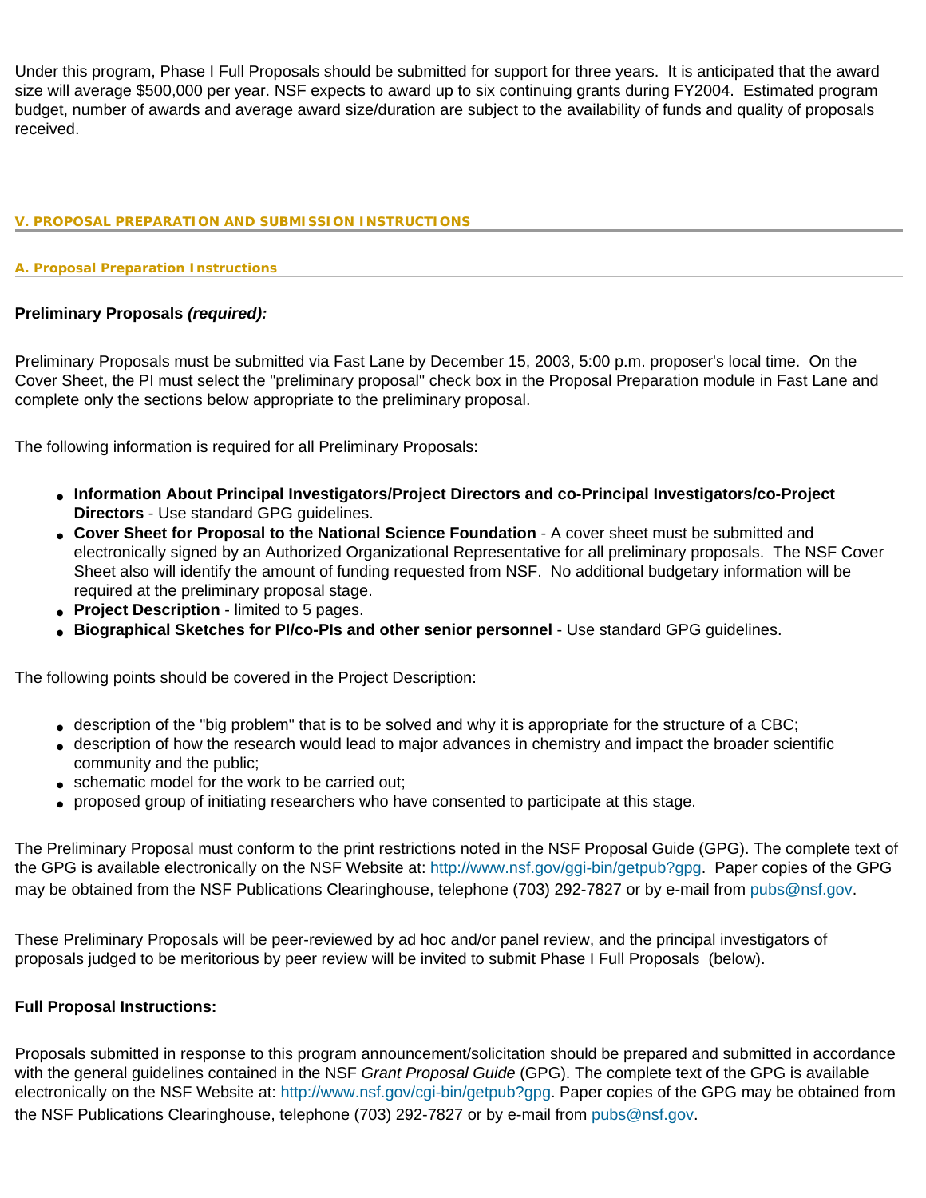Under this program, Phase I Full Proposals should be submitted for support for three years. It is anticipated that the award size will average $500,000 per year. NSF expects to award up to six continuing grants during FY2004. Estimated program budget, number of awards and average award size/duration are subject to the availability of funds and quality of proposals received.

## V. PROPOSAL PREPARATION AND SUBMISSION INSTRUCTIONS

### A. Proposal Preparation Instructions

**Preliminary Proposals *(required):***

Preliminary Proposals must be submitted via Fast Lane by December 15, 2003, 5:00 p.m. proposer's local time. On the Cover Sheet, the PI must select the "preliminary proposal" check box in the Proposal Preparation module in Fast Lane and complete only the sections below appropriate to the preliminary proposal.

The following information is required for all Preliminary Proposals:

- **Information About Principal Investigators/Project Directors and co-Principal Investigators/co-Project Directors** - Use standard GPG guidelines.
- **Cover Sheet for Proposal to the National Science Foundation** - A cover sheet must be submitted and electronically signed by an Authorized Organizational Representative for all preliminary proposals. The NSF Cover Sheet also will identify the amount of funding requested from NSF. No additional budgetary information will be required at the preliminary proposal stage.
- **Project Description** - limited to 5 pages.
- **Biographical Sketches for PI/co-PIs and other senior personnel** - Use standard GPG guidelines.

The following points should be covered in the Project Description:

- description of the "big problem" that is to be solved and why it is appropriate for the structure of a CBC;
- description of how the research would lead to major advances in chemistry and impact the broader scientific community and the public;
- schematic model for the work to be carried out;
- proposed group of initiating researchers who have consented to participate at this stage.

The Preliminary Proposal must conform to the print restrictions noted in the NSF Proposal Guide (GPG). The complete text of the GPG is available electronically on the NSF Website at: http://www.nsf.gov/ggi-bin/getpub?gpg. Paper copies of the GPG may be obtained from the NSF Publications Clearinghouse, telephone (703) 292-7827 or by e-mail from pubs@nsf.gov.

These Preliminary Proposals will be peer-reviewed by ad hoc and/or panel review, and the principal investigators of proposals judged to be meritorious by peer review will be invited to submit Phase I Full Proposals (below).

**Full Proposal Instructions:**

Proposals submitted in response to this program announcement/solicitation should be prepared and submitted in accordance with the general guidelines contained in the NSF *Grant Proposal Guide* (GPG). The complete text of the GPG is available electronically on the NSF Website at: http://www.nsf.gov/cgi-bin/getpub?gpg. Paper copies of the GPG may be obtained from the NSF Publications Clearinghouse, telephone (703) 292-7827 or by e-mail from pubs@nsf.gov.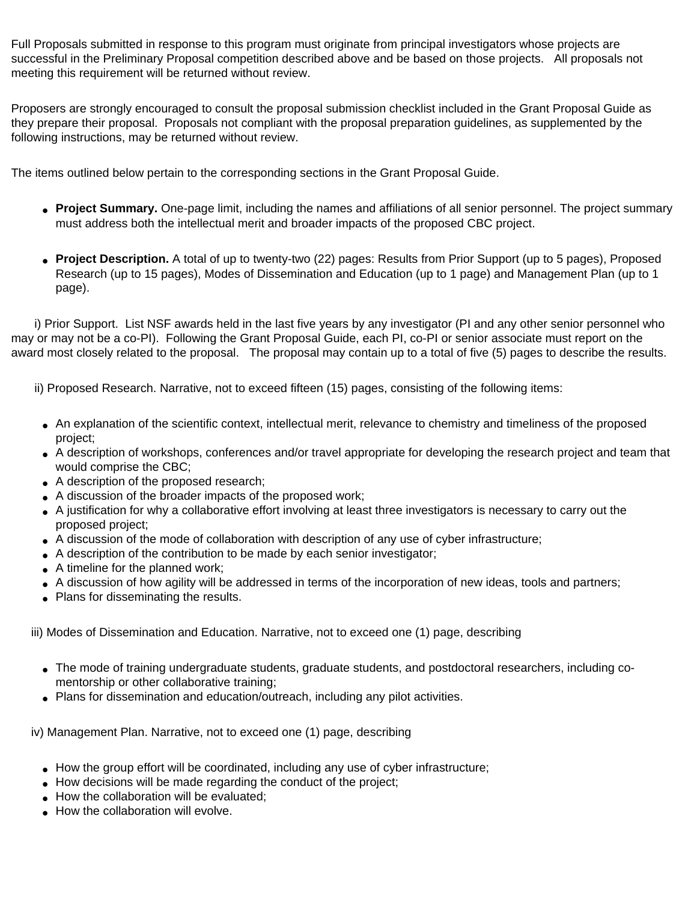Full Proposals submitted in response to this program must originate from principal investigators whose projects are successful in the Preliminary Proposal competition described above and be based on those projects. All proposals not meeting this requirement will be returned without review.

Proposers are strongly encouraged to consult the proposal submission checklist included in the Grant Proposal Guide as they prepare their proposal. Proposals not compliant with the proposal preparation guidelines, as supplemented by the following instructions, may be returned without review.

The items outlined below pertain to the corresponding sections in the Grant Proposal Guide.

- **Project Summary.** One-page limit, including the names and affiliations of all senior personnel. The project summary must address both the intellectual merit and broader impacts of the proposed CBC project.

- **Project Description.** A total of up to twenty-two (22) pages: Results from Prior Support (up to 5 pages), Proposed Research (up to 15 pages), Modes of Dissemination and Education (up to 1 page) and Management Plan (up to 1 page).

i) Prior Support. List NSF awards held in the last five years by any investigator (PI and any other senior personnel who may or may not be a co-PI). Following the Grant Proposal Guide, each PI, co-PI or senior associate must report on the award most closely related to the proposal. The proposal may contain up to a total of five (5) pages to describe the results.

ii) Proposed Research. Narrative, not to exceed fifteen (15) pages, consisting of the following items:

- An explanation of the scientific context, intellectual merit, relevance to chemistry and timeliness of the proposed project;
- A description of workshops, conferences and/or travel appropriate for developing the research project and team that would comprise the CBC;
- A description of the proposed research;
- A discussion of the broader impacts of the proposed work;
- A justification for why a collaborative effort involving at least three investigators is necessary to carry out the proposed project;
- A discussion of the mode of collaboration with description of any use of cyber infrastructure;
- A description of the contribution to be made by each senior investigator;
- A timeline for the planned work;
- A discussion of how agility will be addressed in terms of the incorporation of new ideas, tools and partners;
- Plans for disseminating the results.

iii) Modes of Dissemination and Education. Narrative, not to exceed one (1) page, describing

- The mode of training undergraduate students, graduate students, and postdoctoral researchers, including co-mentorship or other collaborative training;
- Plans for dissemination and education/outreach, including any pilot activities.

iv) Management Plan. Narrative, not to exceed one (1) page, describing

- How the group effort will be coordinated, including any use of cyber infrastructure;
- How decisions will be made regarding the conduct of the project;
- How the collaboration will be evaluated;
- How the collaboration will evolve.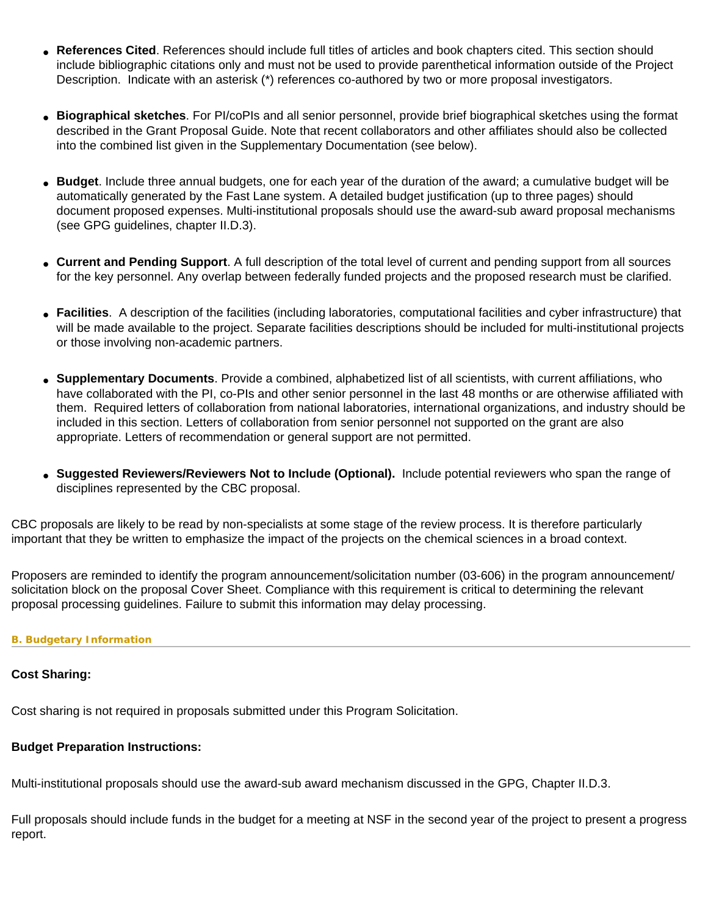- **References Cited**. References should include full titles of articles and book chapters cited. This section should include bibliographic citations only and must not be used to provide parenthetical information outside of the Project Description. Indicate with an asterisk (*) references co-authored by two or more proposal investigators.

- **Biographical sketches**. For PI/coPIs and all senior personnel, provide brief biographical sketches using the format described in the Grant Proposal Guide. Note that recent collaborators and other affiliates should also be collected into the combined list given in the Supplementary Documentation (see below).

- **Budget**. Include three annual budgets, one for each year of the duration of the award; a cumulative budget will be automatically generated by the Fast Lane system. A detailed budget justification (up to three pages) should document proposed expenses. Multi-institutional proposals should use the award-sub award proposal mechanisms (see GPG guidelines, chapter II.D.3).

- **Current and Pending Support**. A full description of the total level of current and pending support from all sources for the key personnel. Any overlap between federally funded projects and the proposed research must be clarified.

- **Facilities**. A description of the facilities (including laboratories, computational facilities and cyber infrastructure) that will be made available to the project. Separate facilities descriptions should be included for multi-institutional projects or those involving non-academic partners.

- **Supplementary Documents**. Provide a combined, alphabetized list of all scientists, with current affiliations, who have collaborated with the PI, co-PIs and other senior personnel in the last 48 months or are otherwise affiliated with them. Required letters of collaboration from national laboratories, international organizations, and industry should be included in this section. Letters of collaboration from senior personnel not supported on the grant are also appropriate. Letters of recommendation or general support are not permitted.

- **Suggested Reviewers/Reviewers Not to Include (Optional).** Include potential reviewers who span the range of disciplines represented by the CBC proposal.

CBC proposals are likely to be read by non-specialists at some stage of the review process. It is therefore particularly important that they be written to emphasize the impact of the projects on the chemical sciences in a broad context.

Proposers are reminded to identify the program announcement/solicitation number (03-606) in the program announcement/ solicitation block on the proposal Cover Sheet. Compliance with this requirement is critical to determining the relevant proposal processing guidelines. Failure to submit this information may delay processing.

## B. Budgetary Information

**Cost Sharing:**

Cost sharing is not required in proposals submitted under this Program Solicitation.

**Budget Preparation Instructions:**

Multi-institutional proposals should use the award-sub award mechanism discussed in the GPG, Chapter II.D.3.

Full proposals should include funds in the budget for a meeting at NSF in the second year of the project to present a progress report.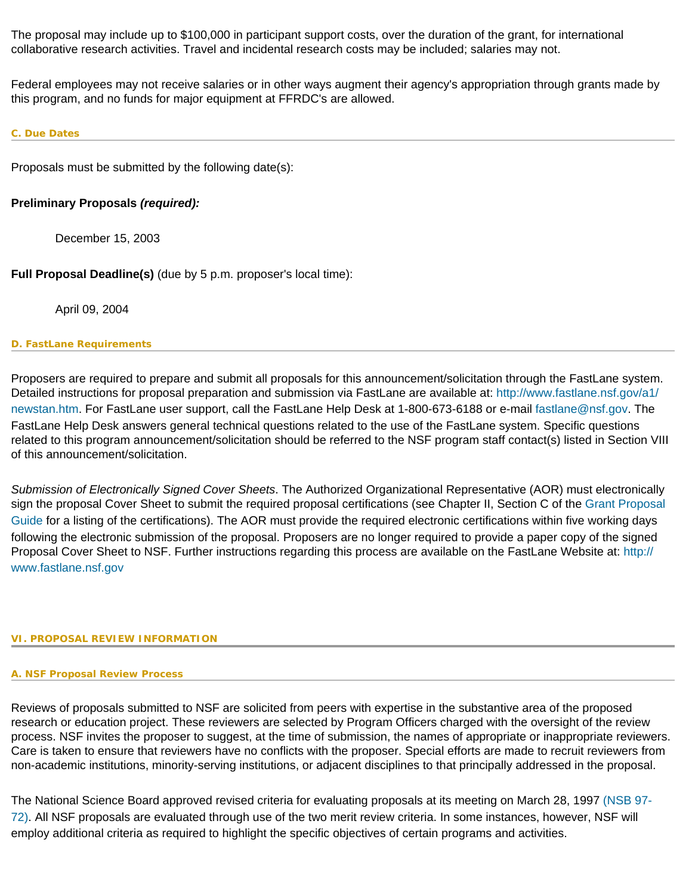The proposal may include up to $100,000 in participant support costs, over the duration of the grant, for international collaborative research activities. Travel and incidental research costs may be included; salaries may not.

Federal employees may not receive salaries or in other ways augment their agency's appropriation through grants made by this program, and no funds for major equipment at FFRDC's are allowed.

### C. Due Dates

Proposals must be submitted by the following date(s):

**Preliminary Proposals *(required):***

December 15, 2003

**Full Proposal Deadline(s)** (due by 5 p.m. proposer's local time):

April 09, 2004

### D. FastLane Requirements

Proposers are required to prepare and submit all proposals for this announcement/solicitation through the FastLane system. Detailed instructions for proposal preparation and submission via FastLane are available at: http://www.fastlane.nsf.gov/a1/newstan.htm. For FastLane user support, call the FastLane Help Desk at 1-800-673-6188 or e-mail fastlane@nsf.gov. The FastLane Help Desk answers general technical questions related to the use of the FastLane system. Specific questions related to this program announcement/solicitation should be referred to the NSF program staff contact(s) listed in Section VIII of this announcement/solicitation.

*Submission of Electronically Signed Cover Sheets*. The Authorized Organizational Representative (AOR) must electronically sign the proposal Cover Sheet to submit the required proposal certifications (see Chapter II, Section C of the Grant Proposal Guide for a listing of the certifications). The AOR must provide the required electronic certifications within five working days following the electronic submission of the proposal. Proposers are no longer required to provide a paper copy of the signed Proposal Cover Sheet to NSF. Further instructions regarding this process are available on the FastLane Website at: http://www.fastlane.nsf.gov

## VI. PROPOSAL REVIEW INFORMATION

### A. NSF Proposal Review Process

Reviews of proposals submitted to NSF are solicited from peers with expertise in the substantive area of the proposed research or education project. These reviewers are selected by Program Officers charged with the oversight of the review process. NSF invites the proposer to suggest, at the time of submission, the names of appropriate or inappropriate reviewers. Care is taken to ensure that reviewers have no conflicts with the proposer. Special efforts are made to recruit reviewers from non-academic institutions, minority-serving institutions, or adjacent disciplines to that principally addressed in the proposal.

The National Science Board approved revised criteria for evaluating proposals at its meeting on March 28, 1997 (NSB 97-72). All NSF proposals are evaluated through use of the two merit review criteria. In some instances, however, NSF will employ additional criteria as required to highlight the specific objectives of certain programs and activities.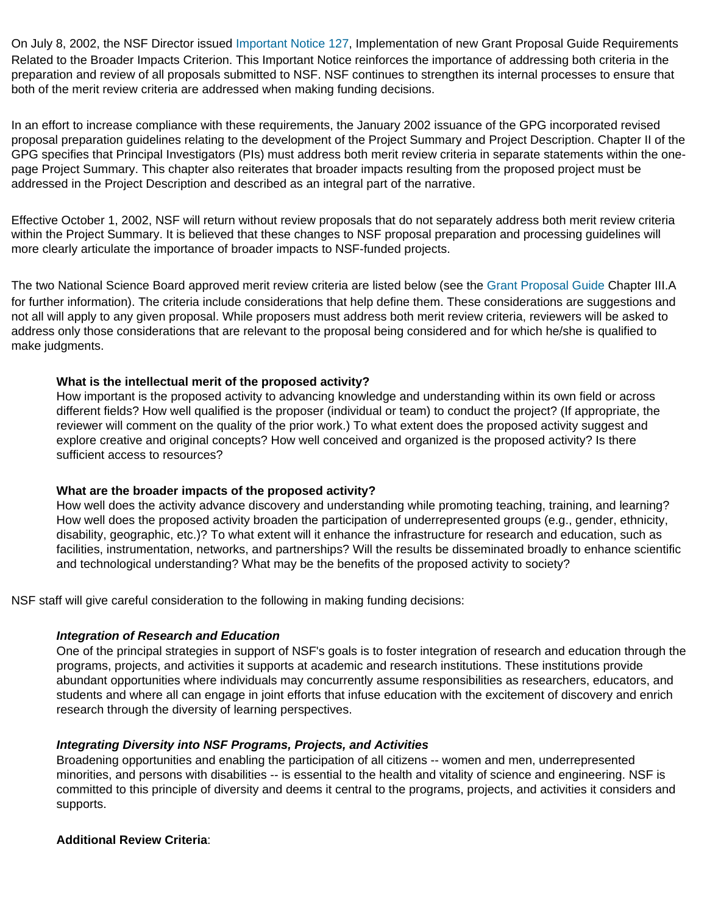On July 8, 2002, the NSF Director issued Important Notice 127, Implementation of new Grant Proposal Guide Requirements Related to the Broader Impacts Criterion. This Important Notice reinforces the importance of addressing both criteria in the preparation and review of all proposals submitted to NSF. NSF continues to strengthen its internal processes to ensure that both of the merit review criteria are addressed when making funding decisions.

In an effort to increase compliance with these requirements, the January 2002 issuance of the GPG incorporated revised proposal preparation guidelines relating to the development of the Project Summary and Project Description. Chapter II of the GPG specifies that Principal Investigators (PIs) must address both merit review criteria in separate statements within the one-page Project Summary. This chapter also reiterates that broader impacts resulting from the proposed project must be addressed in the Project Description and described as an integral part of the narrative.

Effective October 1, 2002, NSF will return without review proposals that do not separately address both merit review criteria within the Project Summary. It is believed that these changes to NSF proposal preparation and processing guidelines will more clearly articulate the importance of broader impacts to NSF-funded projects.

The two National Science Board approved merit review criteria are listed below (see the Grant Proposal Guide Chapter III.A for further information). The criteria include considerations that help define them. These considerations are suggestions and not all will apply to any given proposal. While proposers must address both merit review criteria, reviewers will be asked to address only those considerations that are relevant to the proposal being considered and for which he/she is qualified to make judgments.

**What is the intellectual merit of the proposed activity?**
How important is the proposed activity to advancing knowledge and understanding within its own field or across different fields? How well qualified is the proposer (individual or team) to conduct the project? (If appropriate, the reviewer will comment on the quality of the prior work.) To what extent does the proposed activity suggest and explore creative and original concepts? How well conceived and organized is the proposed activity? Is there sufficient access to resources?

**What are the broader impacts of the proposed activity?**
How well does the activity advance discovery and understanding while promoting teaching, training, and learning? How well does the proposed activity broaden the participation of underrepresented groups (e.g., gender, ethnicity, disability, geographic, etc.)? To what extent will it enhance the infrastructure for research and education, such as facilities, instrumentation, networks, and partnerships? Will the results be disseminated broadly to enhance scientific and technological understanding? What may be the benefits of the proposed activity to society?

NSF staff will give careful consideration to the following in making funding decisions:

***Integration of Research and Education***
One of the principal strategies in support of NSF's goals is to foster integration of research and education through the programs, projects, and activities it supports at academic and research institutions. These institutions provide abundant opportunities where individuals may concurrently assume responsibilities as researchers, educators, and students and where all can engage in joint efforts that infuse education with the excitement of discovery and enrich research through the diversity of learning perspectives.

***Integrating Diversity into NSF Programs, Projects, and Activities***
Broadening opportunities and enabling the participation of all citizens -- women and men, underrepresented minorities, and persons with disabilities -- is essential to the health and vitality of science and engineering. NSF is committed to this principle of diversity and deems it central to the programs, projects, and activities it considers and supports.

**Additional Review Criteria**: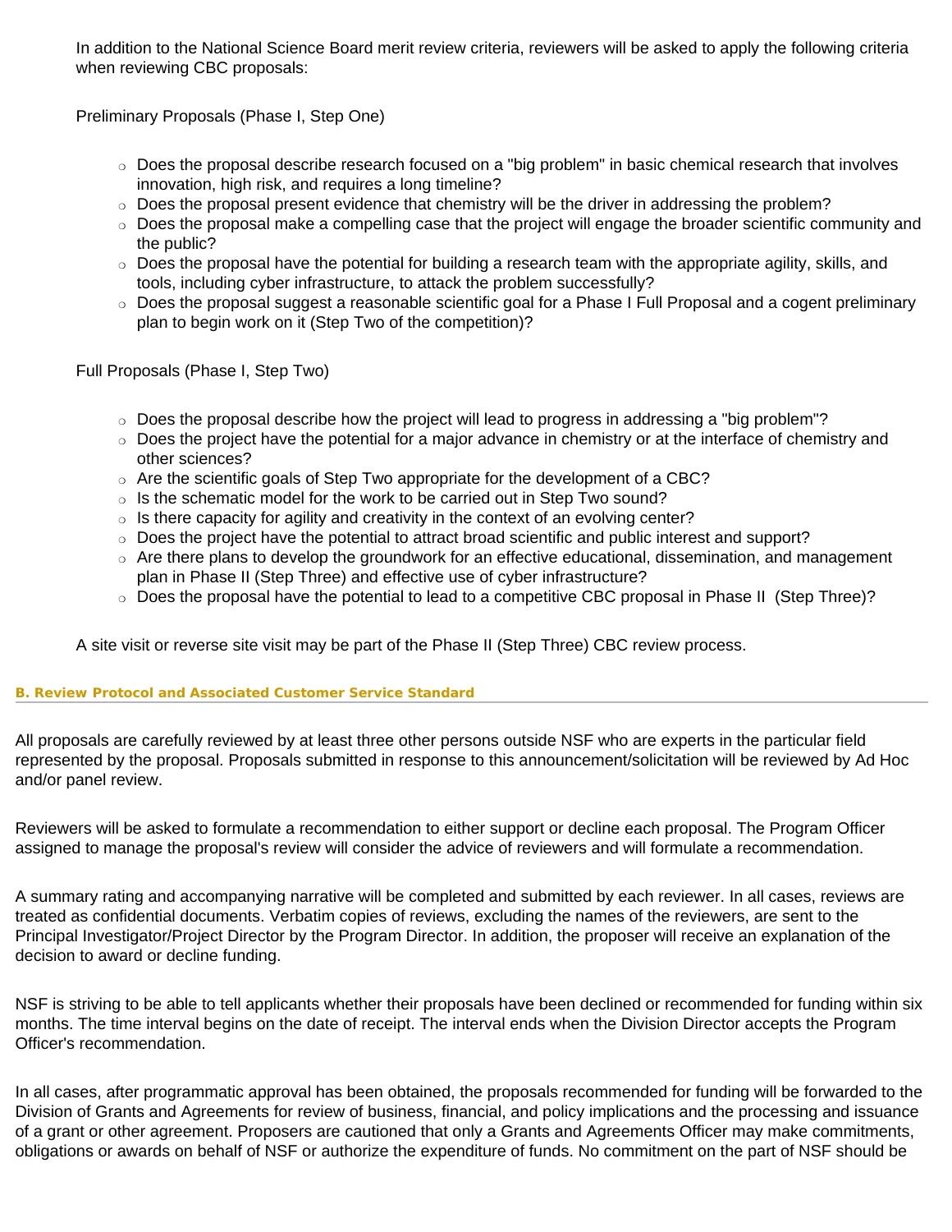In addition to the National Science Board merit review criteria, reviewers will be asked to apply the following criteria when reviewing CBC proposals:

Preliminary Proposals (Phase I, Step One)

- Does the proposal describe research focused on a "big problem" in basic chemical research that involves innovation, high risk, and requires a long timeline?
- Does the proposal present evidence that chemistry will be the driver in addressing the problem?
- Does the proposal make a compelling case that the project will engage the broader scientific community and the public?
- Does the proposal have the potential for building a research team with the appropriate agility, skills, and tools, including cyber infrastructure, to attack the problem successfully?
- Does the proposal suggest a reasonable scientific goal for a Phase I Full Proposal and a cogent preliminary plan to begin work on it (Step Two of the competition)?

Full Proposals (Phase I, Step Two)

- Does the proposal describe how the project will lead to progress in addressing a "big problem"?
- Does the project have the potential for a major advance in chemistry or at the interface of chemistry and other sciences?
- Are the scientific goals of Step Two appropriate for the development of a CBC?
- Is the schematic model for the work to be carried out in Step Two sound?
- Is there capacity for agility and creativity in the context of an evolving center?
- Does the project have the potential to attract broad scientific and public interest and support?
- Are there plans to develop the groundwork for an effective educational, dissemination, and management plan in Phase II (Step Three) and effective use of cyber infrastructure?
- Does the proposal have the potential to lead to a competitive CBC proposal in Phase II (Step Three)?

A site visit or reverse site visit may be part of the Phase II (Step Three) CBC review process.

#### B. Review Protocol and Associated Customer Service Standard

All proposals are carefully reviewed by at least three other persons outside NSF who are experts in the particular field represented by the proposal. Proposals submitted in response to this announcement/solicitation will be reviewed by Ad Hoc and/or panel review.

Reviewers will be asked to formulate a recommendation to either support or decline each proposal. The Program Officer assigned to manage the proposal's review will consider the advice of reviewers and will formulate a recommendation.

A summary rating and accompanying narrative will be completed and submitted by each reviewer. In all cases, reviews are treated as confidential documents. Verbatim copies of reviews, excluding the names of the reviewers, are sent to the Principal Investigator/Project Director by the Program Director. In addition, the proposer will receive an explanation of the decision to award or decline funding.

NSF is striving to be able to tell applicants whether their proposals have been declined or recommended for funding within six months. The time interval begins on the date of receipt. The interval ends when the Division Director accepts the Program Officer's recommendation.

In all cases, after programmatic approval has been obtained, the proposals recommended for funding will be forwarded to the Division of Grants and Agreements for review of business, financial, and policy implications and the processing and issuance of a grant or other agreement. Proposers are cautioned that only a Grants and Agreements Officer may make commitments, obligations or awards on behalf of NSF or authorize the expenditure of funds. No commitment on the part of NSF should be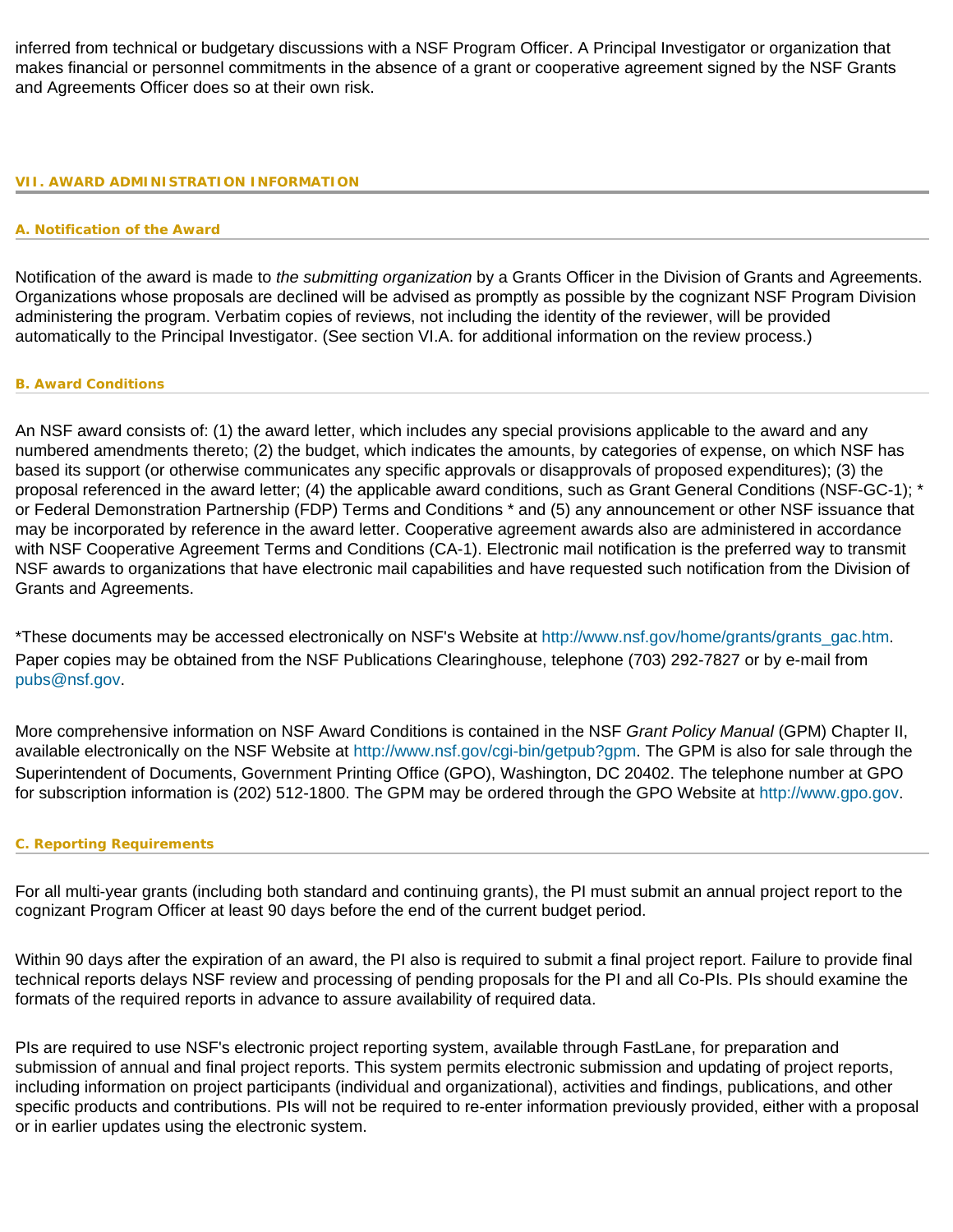inferred from technical or budgetary discussions with a NSF Program Officer. A Principal Investigator or organization that makes financial or personnel commitments in the absence of a grant or cooperative agreement signed by the NSF Grants and Agreements Officer does so at their own risk.

## VII. AWARD ADMINISTRATION INFORMATION

### A. Notification of the Award

Notification of the award is made to *the submitting organization* by a Grants Officer in the Division of Grants and Agreements. Organizations whose proposals are declined will be advised as promptly as possible by the cognizant NSF Program Division administering the program. Verbatim copies of reviews, not including the identity of the reviewer, will be provided automatically to the Principal Investigator. (See section VI.A. for additional information on the review process.)

### B. Award Conditions

An NSF award consists of: (1) the award letter, which includes any special provisions applicable to the award and any numbered amendments thereto; (2) the budget, which indicates the amounts, by categories of expense, on which NSF has based its support (or otherwise communicates any specific approvals or disapprovals of proposed expenditures); (3) the proposal referenced in the award letter; (4) the applicable award conditions, such as Grant General Conditions (NSF-GC-1); * or Federal Demonstration Partnership (FDP) Terms and Conditions * and (5) any announcement or other NSF issuance that may be incorporated by reference in the award letter. Cooperative agreement awards also are administered in accordance with NSF Cooperative Agreement Terms and Conditions (CA-1). Electronic mail notification is the preferred way to transmit NSF awards to organizations that have electronic mail capabilities and have requested such notification from the Division of Grants and Agreements.

*These documents may be accessed electronically on NSF's Website at http://www.nsf.gov/home/grants/grants_gac.htm. Paper copies may be obtained from the NSF Publications Clearinghouse, telephone (703) 292-7827 or by e-mail from pubs@nsf.gov.

More comprehensive information on NSF Award Conditions is contained in the NSF *Grant Policy Manual* (GPM) Chapter II, available electronically on the NSF Website at http://www.nsf.gov/cgi-bin/getpub?gpm. The GPM is also for sale through the Superintendent of Documents, Government Printing Office (GPO), Washington, DC 20402. The telephone number at GPO for subscription information is (202) 512-1800. The GPM may be ordered through the GPO Website at http://www.gpo.gov.

### C. Reporting Requirements

For all multi-year grants (including both standard and continuing grants), the PI must submit an annual project report to the cognizant Program Officer at least 90 days before the end of the current budget period.

Within 90 days after the expiration of an award, the PI also is required to submit a final project report. Failure to provide final technical reports delays NSF review and processing of pending proposals for the PI and all Co-PIs. PIs should examine the formats of the required reports in advance to assure availability of required data.

PIs are required to use NSF's electronic project reporting system, available through FastLane, for preparation and submission of annual and final project reports. This system permits electronic submission and updating of project reports, including information on project participants (individual and organizational), activities and findings, publications, and other specific products and contributions. PIs will not be required to re-enter information previously provided, either with a proposal or in earlier updates using the electronic system.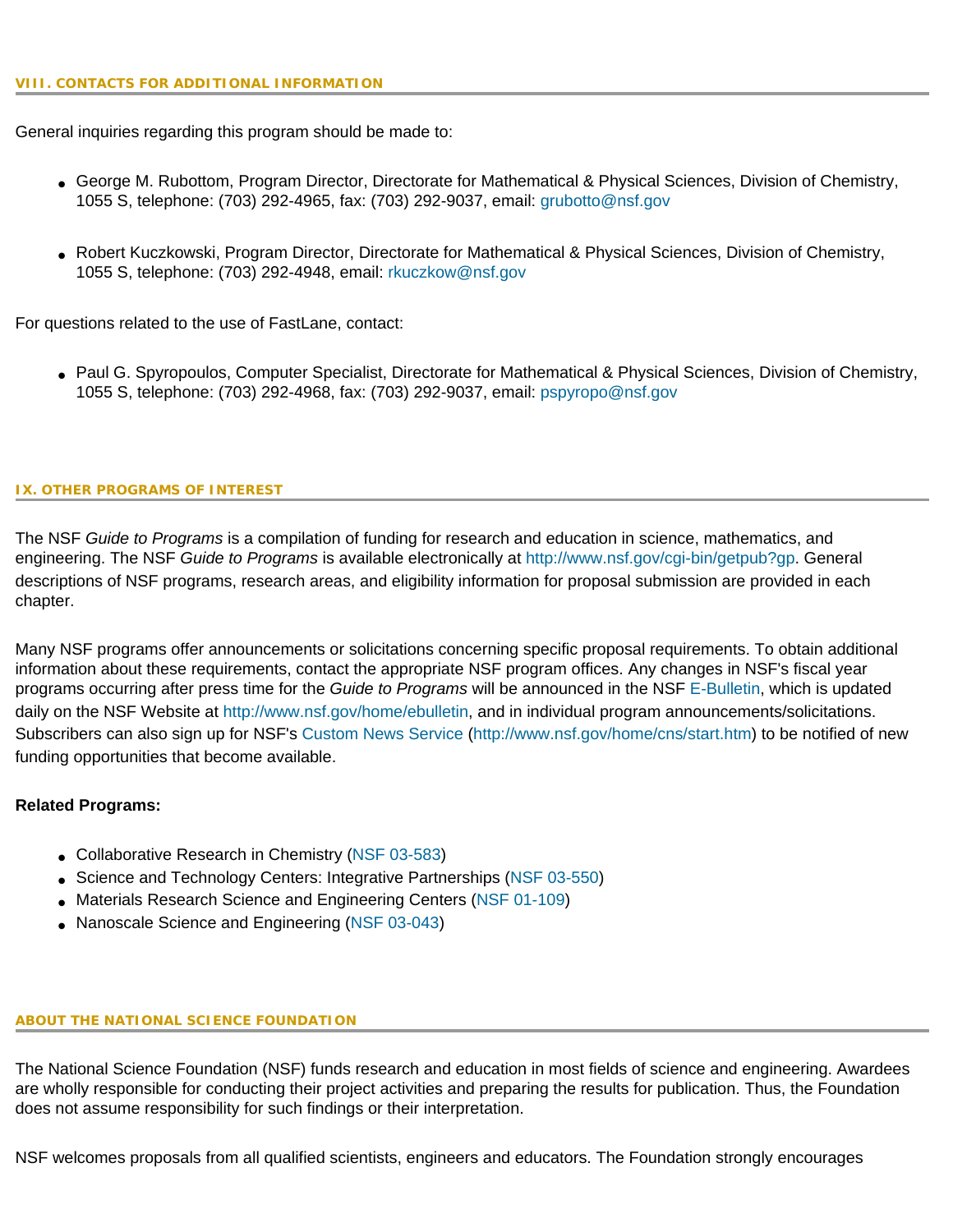## VIII. CONTACTS FOR ADDITIONAL INFORMATION

General inquiries regarding this program should be made to:

- George M. Rubottom, Program Director, Directorate for Mathematical & Physical Sciences, Division of Chemistry, 1055 S, telephone: (703) 292-4965, fax: (703) 292-9037, email: grubotto@nsf.gov

- Robert Kuczkowski, Program Director, Directorate for Mathematical & Physical Sciences, Division of Chemistry, 1055 S, telephone: (703) 292-4948, email: rkuczkow@nsf.gov

For questions related to the use of FastLane, contact:

- Paul G. Spyropoulos, Computer Specialist, Directorate for Mathematical & Physical Sciences, Division of Chemistry, 1055 S, telephone: (703) 292-4968, fax: (703) 292-9037, email: pspyropo@nsf.gov

## IX. OTHER PROGRAMS OF INTEREST

The NSF *Guide to Programs* is a compilation of funding for research and education in science, mathematics, and engineering. The NSF *Guide to Programs* is available electronically at http://www.nsf.gov/cgi-bin/getpub?gp. General descriptions of NSF programs, research areas, and eligibility information for proposal submission are provided in each chapter.

Many NSF programs offer announcements or solicitations concerning specific proposal requirements. To obtain additional information about these requirements, contact the appropriate NSF program offices. Any changes in NSF's fiscal year programs occurring after press time for the *Guide to Programs* will be announced in the NSF E-Bulletin, which is updated daily on the NSF Website at http://www.nsf.gov/home/ebulletin, and in individual program announcements/solicitations. Subscribers can also sign up for NSF's Custom News Service (http://www.nsf.gov/home/cns/start.htm) to be notified of new funding opportunities that become available.

**Related Programs:**

- Collaborative Research in Chemistry (NSF 03-583)
- Science and Technology Centers: Integrative Partnerships (NSF 03-550)
- Materials Research Science and Engineering Centers (NSF 01-109)
- Nanoscale Science and Engineering (NSF 03-043)

## ABOUT THE NATIONAL SCIENCE FOUNDATION

The National Science Foundation (NSF) funds research and education in most fields of science and engineering. Awardees are wholly responsible for conducting their project activities and preparing the results for publication. Thus, the Foundation does not assume responsibility for such findings or their interpretation.

NSF welcomes proposals from all qualified scientists, engineers and educators. The Foundation strongly encourages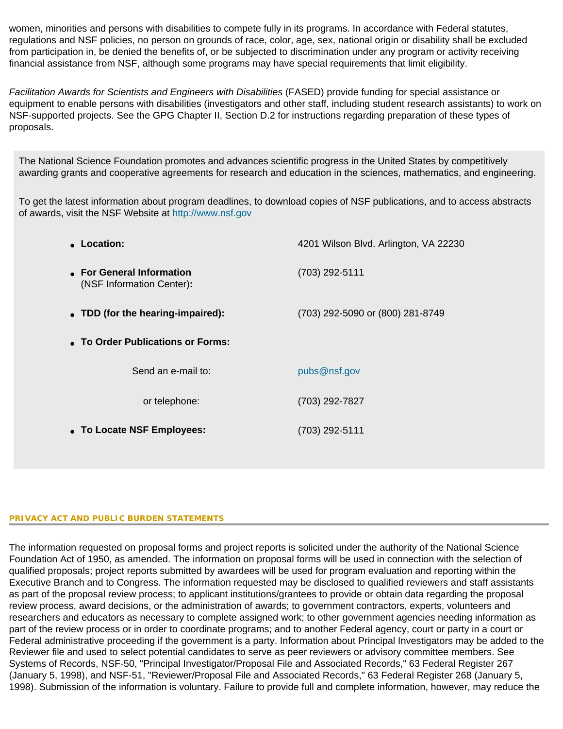women, minorities and persons with disabilities to compete fully in its programs. In accordance with Federal statutes, regulations and NSF policies, no person on grounds of race, color, age, sex, national origin or disability shall be excluded from participation in, be denied the benefits of, or be subjected to discrimination under any program or activity receiving financial assistance from NSF, although some programs may have special requirements that limit eligibility.

*Facilitation Awards for Scientists and Engineers with Disabilities* (FASED) provide funding for special assistance or equipment to enable persons with disabilities (investigators and other staff, including student research assistants) to work on NSF-supported projects. See the GPG Chapter II, Section D.2 for instructions regarding preparation of these types of proposals.

The National Science Foundation promotes and advances scientific progress in the United States by competitively awarding grants and cooperative agreements for research and education in the sciences, mathematics, and engineering.

To get the latest information about program deadlines, to download copies of NSF publications, and to access abstracts of awards, visit the NSF Website at http://www.nsf.gov

- **Location:** 4201 Wilson Blvd. Arlington, VA 22230
- **For General Information** (NSF Information Center)**:** (703) 292-5111
- **TDD (for the hearing-impaired):** (703) 292-5090 or (800) 281-8749
- **To Order Publications or Forms:**
  - Send an e-mail to: pubs@nsf.gov
  - or telephone: (703) 292-7827
- **To Locate NSF Employees:** (703) 292-5111

## PRIVACY ACT AND PUBLIC BURDEN STATEMENTS

The information requested on proposal forms and project reports is solicited under the authority of the National Science Foundation Act of 1950, as amended. The information on proposal forms will be used in connection with the selection of qualified proposals; project reports submitted by awardees will be used for program evaluation and reporting within the Executive Branch and to Congress. The information requested may be disclosed to qualified reviewers and staff assistants as part of the proposal review process; to applicant institutions/grantees to provide or obtain data regarding the proposal review process, award decisions, or the administration of awards; to government contractors, experts, volunteers and researchers and educators as necessary to complete assigned work; to other government agencies needing information as part of the review process or in order to coordinate programs; and to another Federal agency, court or party in a court or Federal administrative proceeding if the government is a party. Information about Principal Investigators may be added to the Reviewer file and used to select potential candidates to serve as peer reviewers or advisory committee members. See Systems of Records, NSF-50, "Principal Investigator/Proposal File and Associated Records," 63 Federal Register 267 (January 5, 1998), and NSF-51, "Reviewer/Proposal File and Associated Records," 63 Federal Register 268 (January 5, 1998). Submission of the information is voluntary. Failure to provide full and complete information, however, may reduce the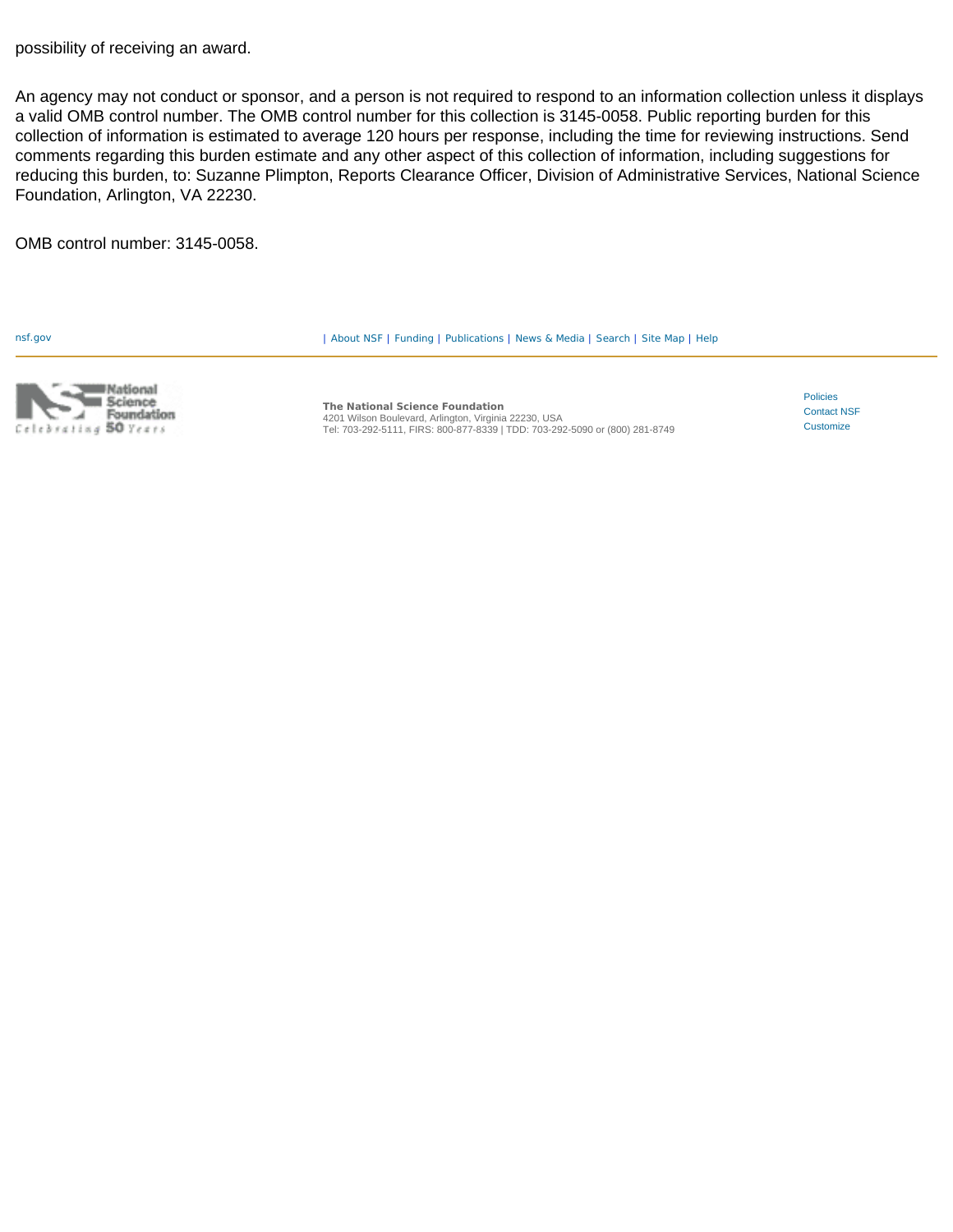possibility of receiving an award.

An agency may not conduct or sponsor, and a person is not required to respond to an information collection unless it displays a valid OMB control number. The OMB control number for this collection is 3145-0058. Public reporting burden for this collection of information is estimated to average 120 hours per response, including the time for reviewing instructions. Send comments regarding this burden estimate and any other aspect of this collection of information, including suggestions for reducing this burden, to: Suzanne Plimpton, Reports Clearance Officer, Division of Administrative Services, National Science Foundation, Arlington, VA 22230.

OMB control number: 3145-0058.

nsf.gov | About NSF | Funding | Publications | News & Media | Search | Site Map | Help

**The National Science Foundation**
4201 Wilson Boulevard, Arlington, Virginia 22230, USA
Tel: 703-292-5111, FIRS: 800-877-8339 | TDD: 703-292-5090 or (800) 281-8749

Policies
Contact NSF
Customize